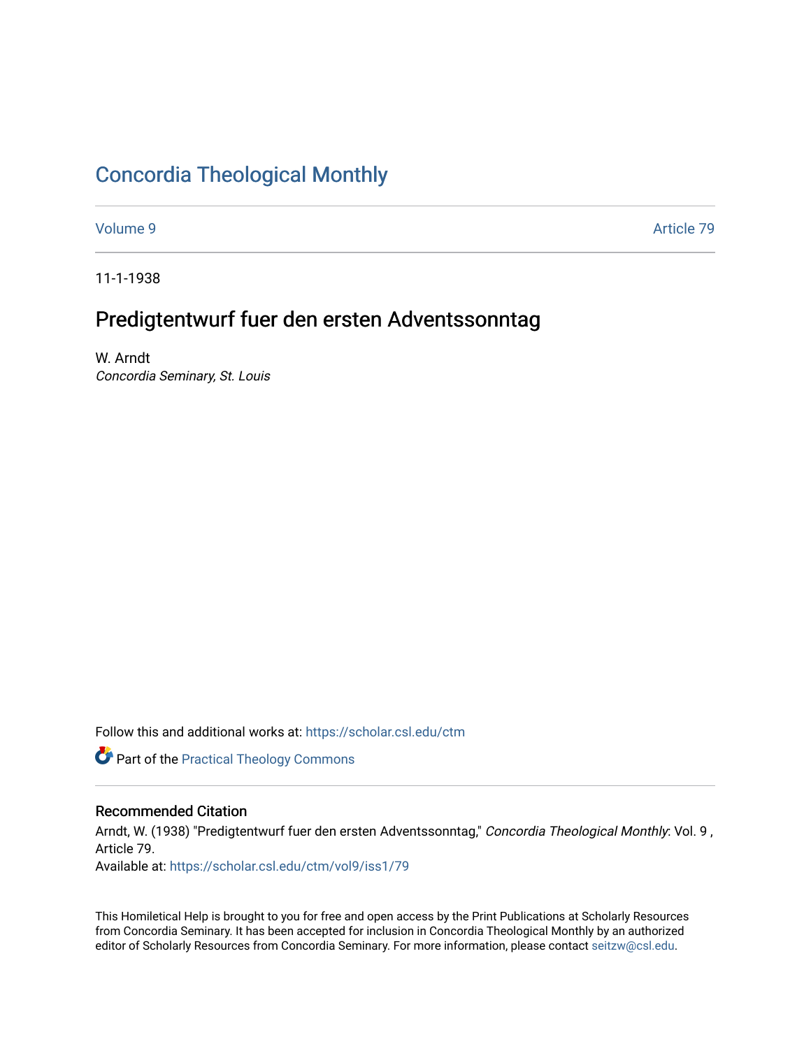# Concordia Theological Monthly

Volume 9 Article 79

11-1-1938

## Predigtentwurf fuer den ersten Adventssonntag

W. Arndt
*Concordia Seminary, St. Louis*

Follow this and additional works at: https://scholar.csl.edu/ctm

Part of the Practical Theology Commons

### Recommended Citation

Arndt, W. (1938) "Predigtentwurf fuer den ersten Adventssonntag," *Concordia Theological Monthly*: Vol. 9 , Article 79.
Available at: https://scholar.csl.edu/ctm/vol9/iss1/79

This Homiletical Help is brought to you for free and open access by the Print Publications at Scholarly Resources from Concordia Seminary. It has been accepted for inclusion in Concordia Theological Monthly by an authorized editor of Scholarly Resources from Concordia Seminary. For more information, please contact seitzw@csl.edu.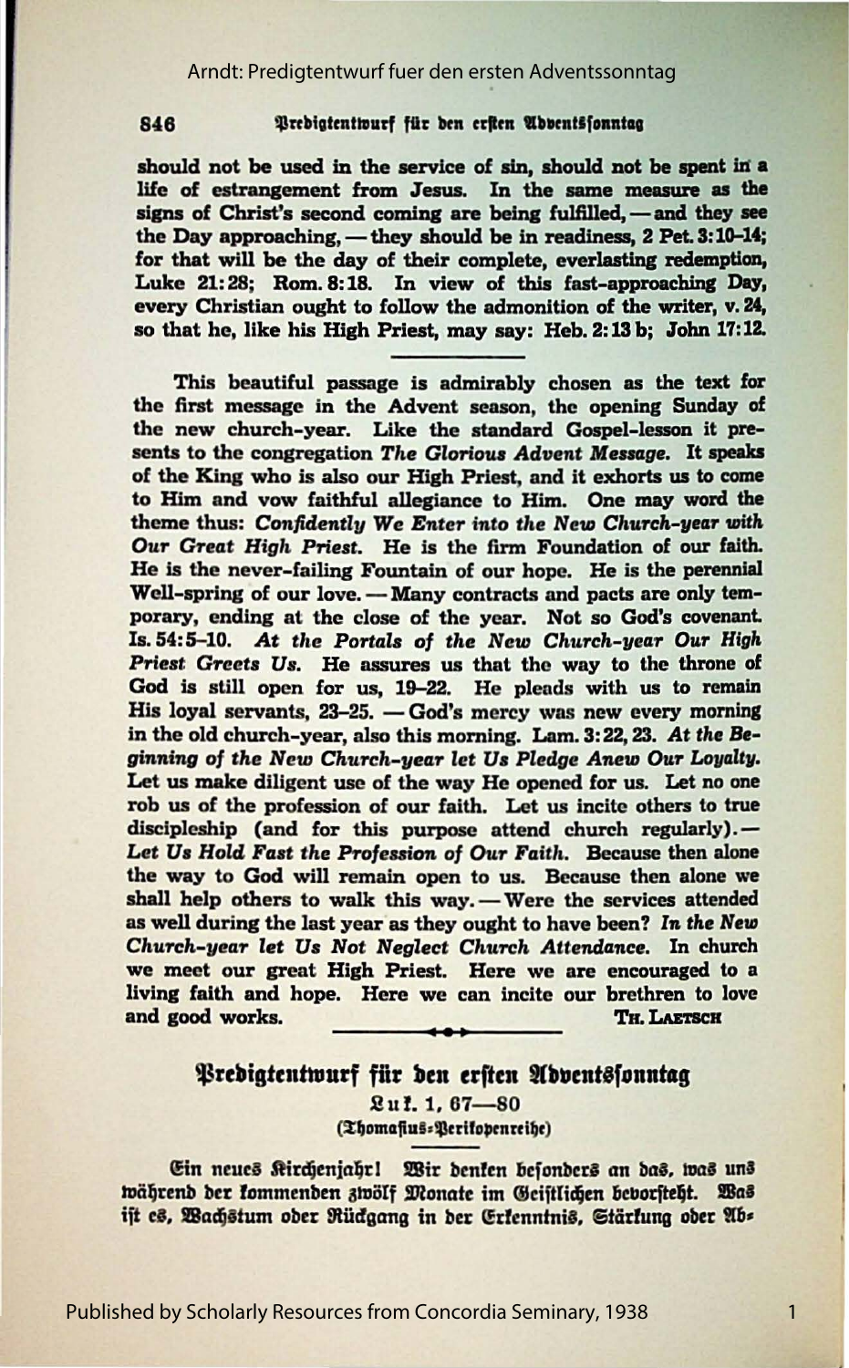should not be used in the service of sin, should not be spent in a life of estrangement from Jesus. In the same measure as the signs of Christ's second coming are being fulfilled, — and they see the Day approaching, — they should be in readiness, 2 Pet. 3:10-14; for that will be the day of their complete, everlasting redemption, Luke 21:28; Rom. 8:18. In view of this fast-approaching Day, every Christian ought to follow the admonition of the writer, v. 24, so that he, like his High Priest, may say: Heb. 2:13 b; John 17:12.

---

This beautiful passage is admirably chosen as the text for the first message in the Advent season, the opening Sunday of the new church-year. Like the standard Gospel-lesson it presents to the congregation *The Glorious Advent Message.* It speaks of the King who is also our High Priest, and it exhorts us to come to Him and vow faithful allegiance to Him. One may word the theme thus: *Confidently We Enter into the New Church-year with Our Great High Priest.* He is the firm Foundation of our faith. He is the never-failing Fountain of our hope. He is the perennial Well-spring of our love. — Many contracts and pacts are only temporary, ending at the close of the year. Not so God's covenant. Is. 54:5-10. *At the Portals of the New Church-year Our High Priest Greets Us.* He assures us that the way to the throne of God is still open for us, 19-22. He pleads with us to remain His loyal servants, 23-25. — God's mercy was new every morning in the old church-year, also this morning. Lam. 3:22, 23. *At the Beginning of the New Church-year let Us Pledge Anew Our Loyalty.* Let us make diligent use of the way He opened for us. Let no one rob us of the profession of our faith. Let us incite others to true discipleship (and for this purpose attend church regularly). — *Let Us Hold Fast the Profession of Our Faith.* Because then alone the way to God will remain open to us. Because then alone we shall help others to walk this way. — Were the services attended as well during the last year as they ought to have been? *In the New Church-year let Us Not Neglect Church Attendance.* In church we meet our great High Priest. Here we are encouraged to a living faith and hope. Here we can incite our brethren to love and good works.

TH. LAETSCH

---

## Predigtentwurf für den ersten Adventssonntag

Luk. 1, 67—80

(Thomasius-Perikopenreihe)

Ein neues Kirchenjahr! Wir denken besonders an das, was uns während der kommenden zwölf Monate im Geistlichen bevorsteht. Was ist es, Wachstum oder Rückgang in der Erkenntnis, Stärkung oder Ab-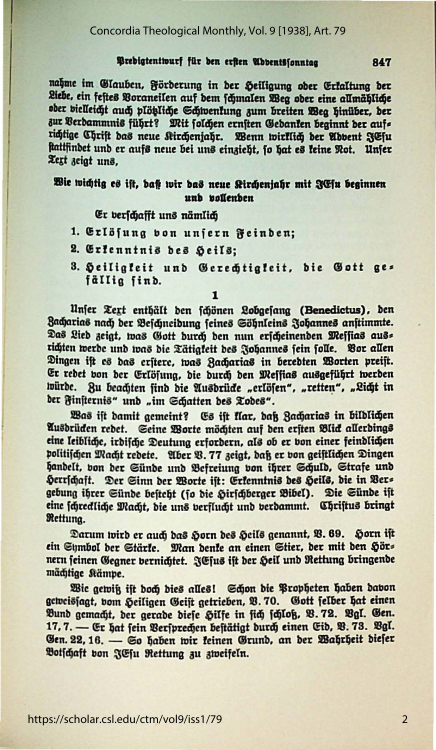nahme im Glauben, Förderung in der Heiligung oder Erkaltung der Liebe, ein festes Voraneilen auf dem schmalen Weg oder eine allmähliche oder vielleicht auch plötzliche Schwenkung zum breiten Weg hinüber, der zur Verdammnis führt? Mit solchen ernsten Gedanken beginnt der aufrichtige Christ das neue Kirchenjahr. Wenn wirklich der Advent JEsu stattfindet und er aufs neue bei uns einzieht, so hat es keine Not. Unser Text zeigt uns,

### Wie wichtig es ist, daß wir das neue Kirchenjahr mit JEsu beginnen und vollenden

Er verschafft uns nämlich

1. Erlösung von unsern Feinden;
2. Erkenntnis des Heils;
3. Heiligkeit und Gerechtigkeit, die Gott gefällig sind.

**1**

Unser Text enthält den schönen Lobgesang (Benedictus), den Zacharias nach der Beschneidung seines Söhnleins Johannes anstimmte. Das Lied zeigt, was Gott durch den nun erscheinenden Messias ausrichten werde und was die Tätigkeit des Johannes sein solle. Vor allen Dingen ist es das erstere, was Zacharias in beredten Worten preist. Er redet von der Erlösung, die durch den Messias ausgeführt werden würde. Zu beachten sind die Ausdrücke „erlösen", „retten", „Licht in der Finsternis" und „im Schatten des Todes".

Was ist damit gemeint? Es ist klar, daß Zacharias in bildlichen Ausdrücken redet. Seine Worte möchten auf den ersten Blick allerdings eine leibliche, irdische Deutung erfordern, als ob er von einer feindlichen politischen Macht redete. Aber V. 77 zeigt, daß er von geistlichen Dingen handelt, von der Sünde und Befreiung von ihrer Schuld, Strafe und Herrschaft. Der Sinn der Worte ist: Erkenntnis des Heils, die in Vergebung ihrer Sünde besteht (so die Hirschberger Bibel). Die Sünde ist eine schreckliche Macht, die uns verflucht und verdammt. Christus bringt Rettung.

Darum wird er auch das Horn des Heils genannt, V. 69. Horn ist ein Symbol der Stärke. Man denke an einen Stier, der mit den Hörnern seinen Gegner vernichtet. JEsus ist der Heil und Rettung bringende mächtige Kämpe.

Wie gewiß ist doch dies alles! Schon die Propheten haben davon geweissagt, vom Heiligen Geist getrieben, V. 70. Gott selber hat einen Bund gemacht, der gerade diese Hilfe in sich schloß, V. 72. Vgl. Gen. 17, 7. — Er hat sein Versprechen bestätigt durch einen Eid, V. 73. Vgl. Gen. 22, 16. — So haben wir keinen Grund, an der Wahrheit dieser Botschaft von JEsu Rettung zu zweifeln.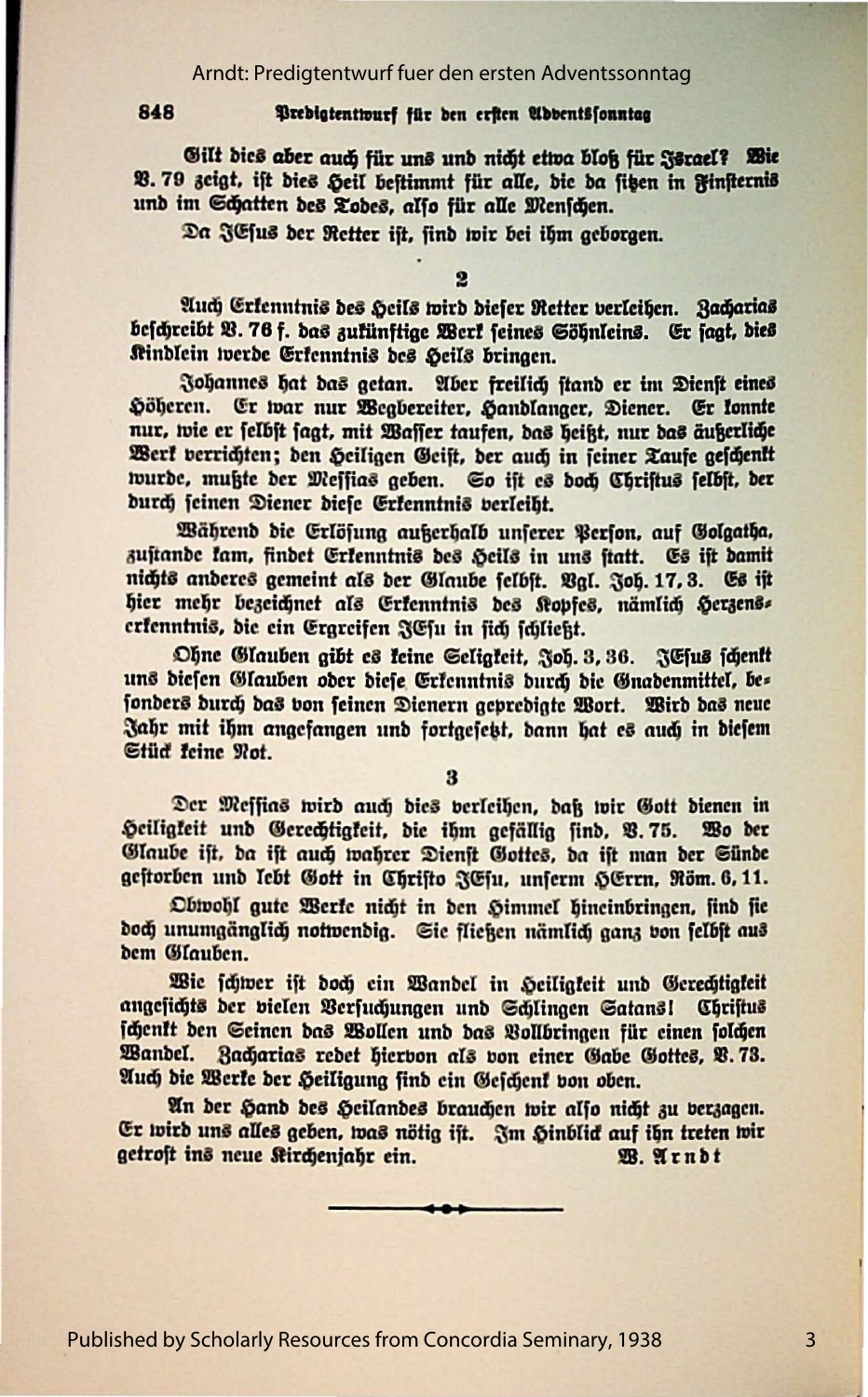Gilt dies aber auch für uns und nicht etwa bloß für Israel? Wie V. 79 zeigt, ist dies Heil bestimmt für alle, die da sitzen in Finsternis und im Schatten des Todes, also für alle Menschen.

Da JEsus der Retter ist, sind wir bei ihm geborgen.

## 2

Auch Erkenntnis des Heils wird dieser Retter verleihen. Zacharias beschreibt V. 76 f. das zukünftige Werk seines Söhnleins. Er sagt, dies Kindlein werde Erkenntnis des Heils bringen.

Johannes hat das getan. Aber freilich stand er im Dienst eines Höheren. Er war nur Wegbereiter, Handlanger, Diener. Er konnte nur, wie er selbst sagt, mit Wasser taufen, das heißt, nur das äußerliche Werk verrichten; den Heiligen Geist, der auch in seiner Taufe geschenkt wurde, mußte der Messias geben. So ist es doch Christus selbst, der durch seinen Diener diese Erkenntnis verleiht.

Während die Erlösung außerhalb unserer Person, auf Golgatha, zustande kam, findet Erkenntnis des Heils in uns statt. Es ist damit nichts anderes gemeint als der Glaube selbst. Vgl. Joh. 17, 3. Es ist hier mehr bezeichnet als Erkenntnis des Kopfes, nämlich Herzenserkenntnis, die ein Ergreifen JEsu in sich schließt.

Ohne Glauben gibt es keine Seligkeit, Joh. 3, 36. JEsus schenkt uns diesen Glauben oder diese Erkenntnis durch die Gnadenmittel, besonders durch das von seinen Dienern gepredigte Wort. Wird das neue Jahr mit ihm angefangen und fortgesetzt, dann hat es auch in diesem Stück keine Not.

## 3

Der Messias wird auch dies verleihen, daß wir Gott dienen in Heiligkeit und Gerechtigkeit, die ihm gefällig sind, V. 75. Wo der Glaube ist, da ist auch wahrer Dienst Gottes, da ist man der Sünde gestorben und lebt Gott in Christo JEsu, unserm HErrn, Röm. 6, 11.

Obwohl gute Werke nicht in den Himmel hineinbringen, sind sie doch unumgänglich notwendig. Sie fließen nämlich ganz von selbst aus dem Glauben.

Wie schwer ist doch ein Wandel in Heiligkeit und Gerechtigkeit angesichts der vielen Versuchungen und Schlingen Satans! Christus schenkt den Seinen das Wollen und das Vollbringen für einen solchen Wandel. Zacharias redet hiervon als von einer Gabe Gottes, V. 73. Auch die Werke der Heiligung sind ein Geschenk von oben.

An der Hand des Heilandes brauchen wir also nicht zu verzagen. Er wird uns alles geben, was nötig ist. Im Hinblick auf ihn treten wir getrost ins neue Kirchenjahr ein. W. Arndt